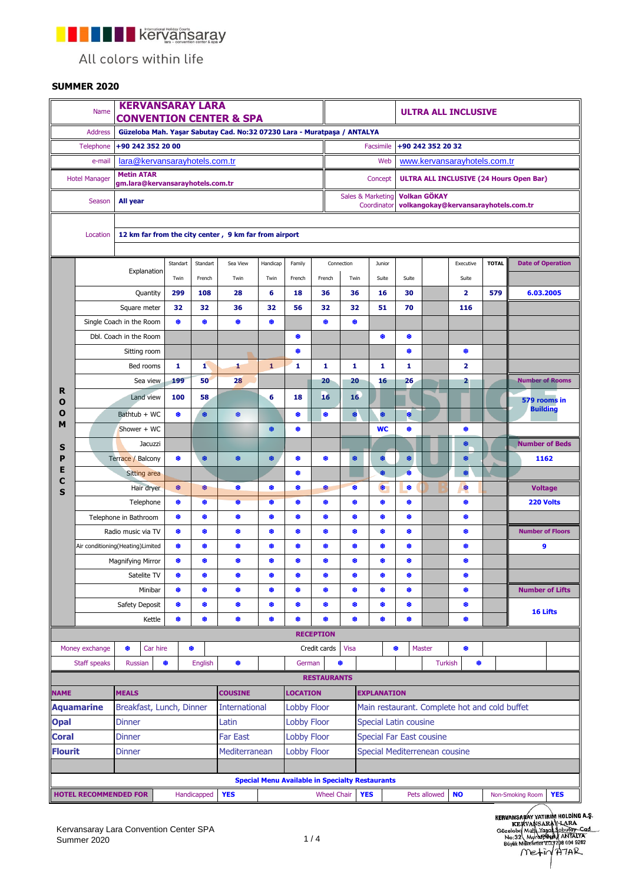kervansaray

All colors within life

**SUMMER 2020**

| | | | |
|---|---|---|---|
| Name | **KERVANSARAY LARA CONVENTION CENTER & SPA** | | **ULTRA ALL INCLUSIVE** |
| Address | **Güzeloba Mah. Yaşar Sabutay Cad. No:32 07230 Lara - Muratpaşa / ANTALYA** | | |
| Telephone | **+90 242 352 20 00** | Facsimile | **+90 242 352 20 32** |
| e-mail | lara@kervansarayhotels.com.tr | Web | www.kervansarayhotels.com.tr |
| Hotel Manager | **Metin ATAR** **gm.lara@kervansarayhotels.com.tr** | Concept | **ULTRA ALL INCLUSIVE (24 Hours Open Bar)** |
| Season | **All year** | Sales & Marketing Coordinator | **Volkan GÖKAY** **volkangokay@kervansarayhotels.com.tr** |
| Location | **12 km far from the city center , 9 km far from airport** | | |

**ROOM SPECS**

| Explanation | Standart Twin | Standart French | Sea View Twin | Handicap Twin | Family French | Connection French | Connection Twin | Junior Suite | Suite | | Executive Suite | TOTAL | Date of Operation |
|---|---|---|---|---|---|---|---|---|---|---|---|---|---|
| Quantity | 299 | 108 | 28 | 6 | 18 | 36 | 36 | 16 | 30 | | 2 | 579 | 6.03.2005 |
| Square meter | 32 | 32 | 36 | 32 | 56 | 32 | 32 | 51 | 70 | | 116 | | |
| Single Coach in the Room | ❆ | ❆ | ❆ | ❆ | | ❆ | ❆ | | | | | | |
| Dbl. Coach in the Room | | | | | ❆ | | | ❆ | ❆ | | | | |
| Sitting room | | | | | ❆ | | | | ❆ | | ❆ | | |
| Bed rooms | 1 | 1 | 1 | 1 | 1 | 1 | 1 | 1 | 1 | | 2 | | |
| Sea view | 199 | 50 | 28 | | | 20 | 20 | 16 | 26 | | 2 | | **Number of Rooms** |
| Land view | 100 | 58 | | 6 | 18 | 16 | 16 | | | | | | **579 rooms in Building** |
| Bathtub + WC | ❆ | ❆ | ❆ | | ❆ | ❆ | ❆ | ❆ | ❆ | | | | |
| Shower + WC | | | | ❆ | ❆ | | | WC | ❆ | | ❆ | | |
| Jacuzzi | | | | | | | | | | | ❆ | | **Number of Beds** |
| Terrace / Balcony | ❆ | ❆ | ❆ | ❆ | ❆ | ❆ | ❆ | ❆ | ❆ | | ❆ | | **1162** |
| Sitting area | | | | | ❆ | | | ❆ | ❆ | | ❆ | | |
| Hair dryer | ❆ | ❆ | ❆ | ❆ | ❆ | ❆ | ❆ | ❆ | ❆ | | ❆ | | **Voltage** |
| Telephone | ❆ | ❆ | ❆ | ❆ | ❆ | ❆ | ❆ | ❆ | ❆ | | ❆ | | **220 Volts** |
| Telephone in Bathroom | ❆ | ❆ | ❆ | ❆ | ❆ | ❆ | ❆ | ❆ | ❆ | | ❆ | | |
| Radio music via TV | ❆ | ❆ | ❆ | ❆ | ❆ | ❆ | ❆ | ❆ | ❆ | | ❆ | | **Number of Floors** |
| Air conditioning(Heating)Limited | ❆ | ❆ | ❆ | ❆ | ❆ | ❆ | ❆ | ❆ | ❆ | | ❆ | | **9** |
| Magnifying Mirror | ❆ | ❆ | ❆ | ❆ | ❆ | ❆ | ❆ | ❆ | ❆ | | ❆ | | |
| Satelite TV | ❆ | ❆ | ❆ | ❆ | ❆ | ❆ | ❆ | ❆ | ❆ | | ❆ | | |
| Minibar | ❆ | ❆ | ❆ | ❆ | ❆ | ❆ | ❆ | ❆ | ❆ | | ❆ | | **Number of Lifts** |
| Safety Deposit | ❆ | ❆ | ❆ | ❆ | ❆ | ❆ | ❆ | ❆ | ❆ | | ❆ | | **16 Lifts** |
| Kettle | ❆ | ❆ | ❆ | ❆ | ❆ | ❆ | ❆ | ❆ | ❆ | | ❆ | | |

**RECEPTION**

| | | | | | | | | | | | |
|---|---|---|---|---|---|---|---|---|---|---|---|
| Money exchange | ❆ | Car hire | ❆ | Credit cards | Visa | ❆ | Master | ❆ | | | |
| Staff speaks | Russian | ❆ | English | ❆ | German | ❆ | Turkish | ❆ | | | |

**RESTAURANTS**

| NAME | MEALS | COUSINE | LOCATION | EXPLANATION |
|---|---|---|---|---|
| **Aquamarine** | Breakfast, Lunch, Dinner | International | Lobby Floor | Main restaurant. Complete hot and cold buffet |
| **Opal** | Dinner | Latin | Lobby Floor | Special Latin cousine |
| **Coral** | Dinner | Far East | Lobby Floor | Special Far East cousine |
| **Flourit** | Dinner | Mediterranean | Lobby Floor | Special Mediterrenean cousine |

**Special Menu Available in Specialty Restaurants**

| HOTEL RECOMMENDED FOR | Handicapped | YES | Wheel Chair | YES | Pets allowed | NO | Non-Smoking Room | YES |
|---|---|---|---|---|---|---|---|---|

Kervansaray Lara Convention Center SPA
Summer 2020

KERVANSARAY YATIRIM HOLDİNG A.Ş. KERVANSARAY LARA Güzeloba Mah. Yaşar Sabutay Cad. No:32 Muratpaşa / ANTALYA Büyük Mükellefler V.D. 728 004 9262
Metin ATAR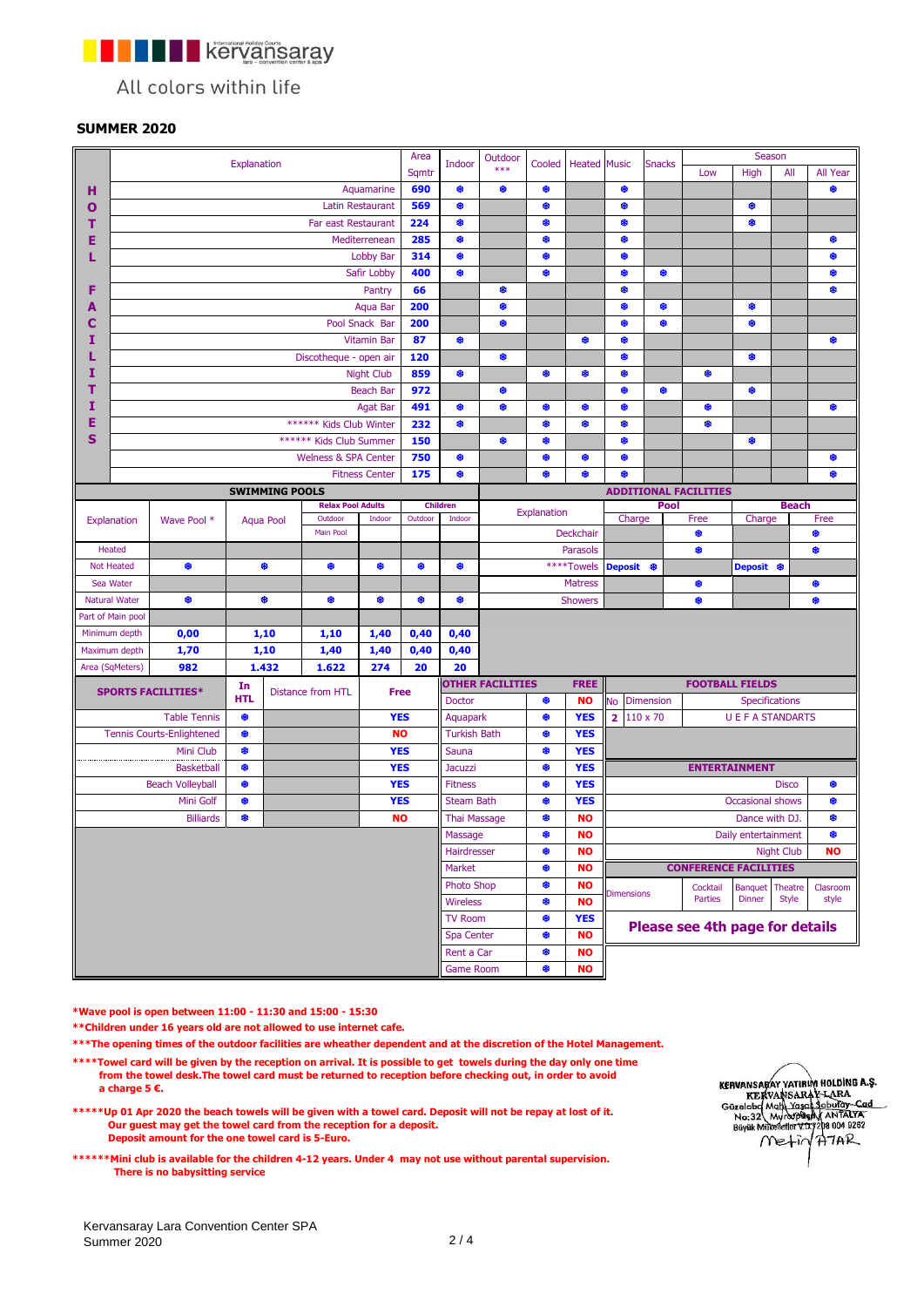kervansaray

All colors within life

## SUMMER 2020

| | Explanation | Area Sqmtr | Indoor | Outdoor *** | Cooled | Heated | Music | Snacks | Season Low | Season High | Season All | All Year |
|---|---|---|---|---|---|---|---|---|---|---|---|---|
| HOTEL FACILITIES | Aquamarine | 690 | ● | ● | ● | | ● | | | | | ● |
| | Latin Restaurant | 569 | ● | | ● | | ● | | | ● | | |
| | Far east Restaurant | 224 | ● | | ● | | ● | | | ● | | |
| | Mediterrenean | 285 | ● | | ● | | ● | | | | | ● |
| | Lobby Bar | 314 | ● | | ● | | ● | | | | | ● |
| | Safir Lobby | 400 | ● | | ● | | ● | ● | | | | ● |
| | Pantry | 66 | | ● | | | ● | | | | | ● |
| | Aqua Bar | 200 | | ● | | | ● | ● | | ● | | |
| | Pool Snack Bar | 200 | | ● | | | ● | ● | | ● | | |
| | Vitamin Bar | 87 | ● | | | ● | ● | | | | | ● |
| | Discotheque - open air | 120 | | ● | | | ● | | | ● | | |
| | Night Club | 859 | ● | | ● | ● | ● | | ● | | | |
| | Beach Bar | 972 | | ● | | | ● | ● | | ● | | |
| | Agat Bar | 491 | ● | ● | ● | ● | ● | | ● | | | ● |
| | ****** Kids Club Winter | 232 | ● | | ● | ● | ● | | ● | | | |
| | ****** Kids Club Summer | 150 | | ● | ● | | ● | | | ● | | |
| | Welness & SPA Center | 750 | ● | | ● | ● | ● | | | | | ● |
| | Fitness Center | 175 | ● | | ● | ● | ● | | | | | ● |

### SWIMMING POOLS

| Explanation | Wave Pool * | Aqua Pool | Relax Pool Adults Outdoor (Main Pool) | Relax Pool Adults Indoor | Children Outdoor | Children Indoor |
|---|---|---|---|---|---|---|
| Heated | | | | | | |
| Not Heated | ● | ● | ● | ● | ● | ● |
| Sea Water | | | | | | |
| Natural Water | ● | ● | ● | ● | ● | ● |
| Part of Main pool | | | | | | |
| Minimum depth | 0,00 | 1,10 | 1,10 | 1,40 | 0,40 | 0,40 |
| Maximum depth | 1,70 | 1,10 | 1,40 | 1,40 | 0,40 | 0,40 |
| Area (SqMeters) | 982 | 1.432 | 1.622 | 274 | 20 | 20 |

### ADDITIONAL FACILITIES

| Explanation | Pool Charge | Pool Free | Beach Charge | Beach Free |
|---|---|---|---|---|
| Deckchair | | ● | | ● |
| Parasols | | ● | | ● |
| ****Towels | Deposit ● | | Deposit ● | |
| Matress | | ● | | ● |
| Showers | | ● | | ● |

### SPORTS FACILITIES*

| SPORTS FACILITIES* | In HTL | Distance from HTL | Free |
|---|---|---|---|
| Table Tennis | ● | | YES |
| Tennis Courts-Enlightened | ● | | NO |
| Mini Club | ● | | YES |
| Basketball | ● | | YES |
| Beach Volleyball | ● | | YES |
| Mini Golf | ● | | YES |
| Billiards | ● | | NO |

### OTHER FACILITIES

| OTHER FACILITIES | | FREE |
|---|---|---|
| Doctor | ● | NO |
| Aquapark | ● | YES |
| Turkish Bath | ● | YES |
| Sauna | ● | YES |
| Jacuzzi | ● | YES |
| Fitness | ● | YES |
| Steam Bath | ● | YES |
| Thai Massage | ● | NO |
| Massage | ● | NO |
| Hairdresser | ● | NO |
| Market | ● | NO |
| Photo Shop | ● | NO |
| Wireless | ● | NO |
| TV Room | ● | YES |
| Spa Center | ● | NO |
| Rent a Car | ● | NO |
| Game Room | ● | NO |

### FOOTBALL FIELDS

| No | Dimension | Specifications |
|---|---|---|
| 2 | 110 x 70 | U E F A STANDARTS |

### ENTERTAINMENT

| ENTERTAINMENT | |
|---|---|
| Disco | ● |
| Occasional shows | ● |
| Dance with DJ. | ● |
| Daily entertainment | ● |
| Night Club | NO |

### CONFERENCE FACILITIES

| Dimensions | Cocktail Parties | Banquet Dinner | Theatre Style | Clasroom style |
|---|---|---|---|---|

**Please see 4th page for details**

**\*Wave pool is open between 11:00 - 11:30 and 15:00 - 15:30**

**\*\*Children under 16 years old are not allowed to use internet cafe.**

**\*\*\*The opening times of the outdoor facilities are wheather dependent and at the discretion of the Hotel Management.**

**\*\*\*\*Towel card will be given by the reception on arrival. It is possible to get towels during the day only one time from the towel desk.The towel card must be returned to reception before checking out, in order to avoid a charge 5 €.**

**\*\*\*\*\*Up 01 Apr 2020 the beach towels will be given with a towel card. Deposit will not be repay at lost of it. Our guest may get the towel card from the reception for a deposit. Deposit amount for the one towel card is 5-Euro.**

**\*\*\*\*\*\*Mini club is available for the children 4-12 years. Under 4 may not use without parental supervision. There is no babysitting service**

KERVANSARAY YATIRIM HOLDİNG A.Ş. KERVANSARAY LARA Güzeloba Mah. Yaşar Sobutay Cad. No:32 Muratpaşa / ANTALYA Büyük Mükellefler V.D. 208 004 9252 Metin ATAR

Kervansaray Lara Convention Center SPA
Summer 2020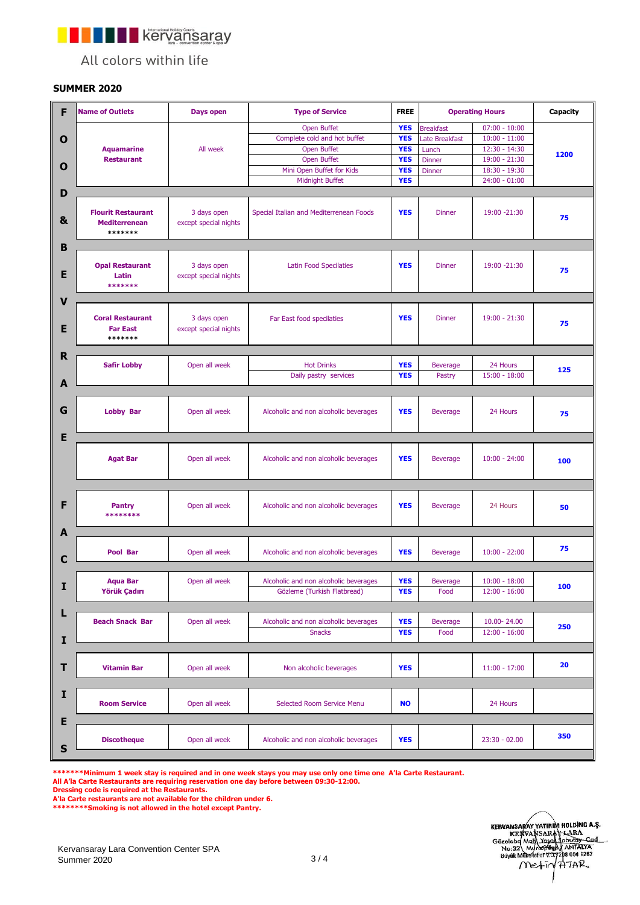kervansaray

All colors within life

**SUMMER 2020**

| F O O D & B E V E R A G E  F A C I L I T I E S | Name of Outlets | Days open | Type of Service | FREE | Operating Hours | | Capacity |
|---|---|---|---|---|---|---|---|
| | Aquamarine Restaurant | All week | Open Buffet | YES | Breakfast | 07:00 - 10:00 | 1200 |
| | | | Complete cold and hot buffet | YES | Late Breakfast | 10:00 - 11:00 | |
| | | | Open Buffet | YES | Lunch | 12:30 - 14:30 | |
| | | | Open Buffet | YES | Dinner | 19:00 - 21:30 | |
| | | | Mini Open Buffet for Kids | YES | Dinner | 18:30 - 19:30 | |
| | | | Midnight Buffet | YES | | 24:00 - 01:00 | |
| | Flourit Restaurant Mediterrenean ******* | 3 days open except special nights | Special Italian and Mediterrenean Foods | YES | Dinner | 19:00 -21:30 | 75 |
| | Opal Restaurant Latin ******* | 3 days open except special nights | Latin Food Specialties | YES | Dinner | 19:00 -21:30 | 75 |
| | Coral Restaurant Far East ******* | 3 days open except special nights | Far East food specialties | YES | Dinner | 19:00 - 21:30 | 75 |
| | Safir Lobby | Open all week | Hot Drinks | YES | Beverage | 24 Hours | 125 |
| | | | Daily pastry services | YES | Pastry | 15:00 - 18:00 | |
| | Lobby Bar | Open all week | Alcoholic and non alcoholic beverages | YES | Beverage | 24 Hours | 75 |
| | Agat Bar | Open all week | Alcoholic and non alcoholic beverages | YES | Beverage | 10:00 - 24:00 | 100 |
| | Pantry ******** | Open all week | Alcoholic and non alcoholic beverages | YES | Beverage | 24 Hours | 50 |
| | Pool Bar | Open all week | Alcoholic and non alcoholic beverages | YES | Beverage | 10:00 - 22:00 | 75 |
| | Aqua Bar Yörük Çadırı | Open all week | Alcoholic and non alcoholic beverages | YES | Beverage | 10:00 - 18:00 | 100 |
| | | | Gözleme (Turkish Flatbread) | YES | Food | 12:00 - 16:00 | |
| | Beach Snack Bar | Open all week | Alcoholic and non alcoholic beverages | YES | Beverage | 10.00- 24.00 | 250 |
| | | | Snacks | YES | Food | 12:00 - 16:00 | |
| | Vitamin Bar | Open all week | Non alcoholic beverages | YES | | 11:00 - 17:00 | 20 |
| | Room Service | Open all week | Selected Room Service Menu | NO | | 24 Hours | |
| | Discotheque | Open all week | Alcoholic and non alcoholic beverages | YES | | 23:30 - 02.00 | 350 |

*******Minimum 1 week stay is required and in one week stays you may use only one time one A'la Carte Restaurant.
All A'la Carte Restaurants are requiring reservation one day before between 09:30-12:00.
Dressing code is required at the Restaurants.
A'la Carte restaurants are not available for the children under 6.
********Smoking is not allowed in the hotel except Pantry.

Kervansaray Lara Convention Center SPA
Summer 2020

KERVANSARAY YATIRIM HOLDİNG A.Ş.
KERVANSARAY-LARA
Güzeloba Mah. Yaşar Sobutay Cad. No:32 Muratpaşa / ANTALYA
Büyük Mükellefler V.D. 208 004 9262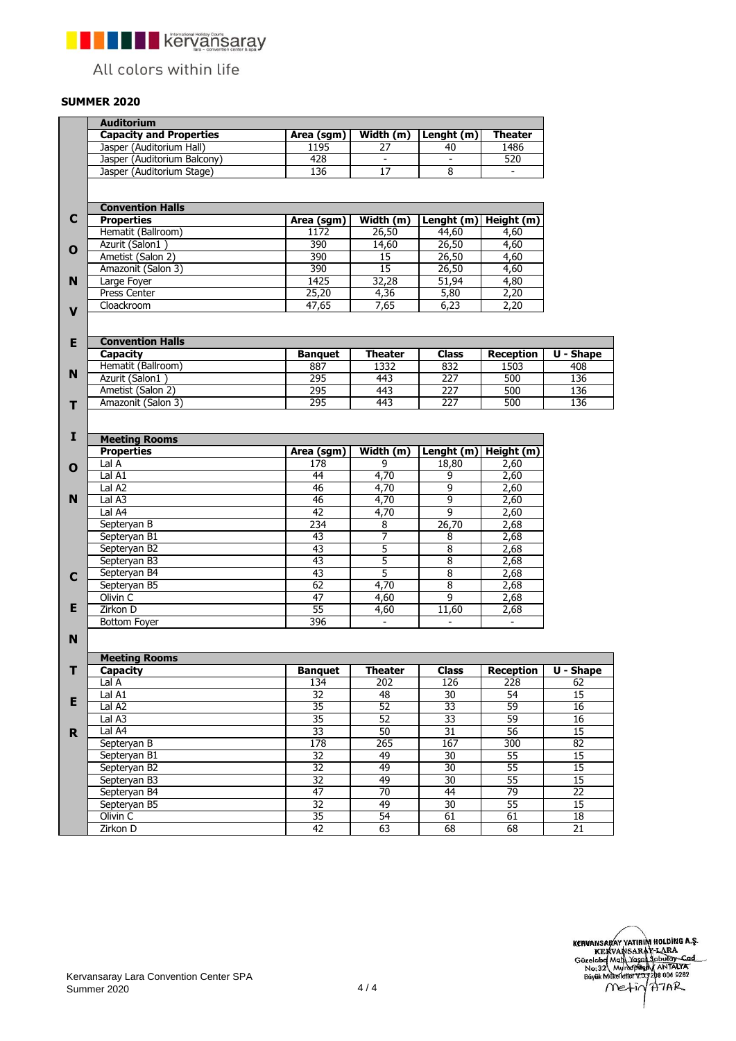kervansaray

All colors within life

**SUMMER 2020**

CONVENTION CENTER

| Auditorium | | | | |
|---|---|---|---|---|
| **Capacity and Properties** | **Area (sgm)** | **Width (m)** | **Lenght (m)** | **Theater** |
| Jasper (Auditorium Hall) | 1195 | 27 | 40 | 1486 |
| Jasper (Auditorium Balcony) | 428 | - | - | 520 |
| Jasper (Auditorium Stage) | 136 | 17 | 8 | - |

| Convention Halls | | | | |
|---|---|---|---|---|
| **Properties** | **Area (sgm)** | **Width (m)** | **Lenght (m)** | **Height (m)** |
| Hematit (Ballroom) | 1172 | 26,50 | 44,60 | 4,60 |
| Azurit (Salon1 ) | 390 | 14,60 | 26,50 | 4,60 |
| Ametist (Salon 2) | 390 | 15 | 26,50 | 4,60 |
| Amazonit (Salon 3) | 390 | 15 | 26,50 | 4,60 |
| Large Foyer | 1425 | 32,28 | 51,94 | 4,80 |
| Press Center | 25,20 | 4,36 | 5,80 | 2,20 |
| Cloackroom | 47,65 | 7,65 | 6,23 | 2,20 |

| Convention Halls | | | | | |
|---|---|---|---|---|---|
| **Capacity** | **Banquet** | **Theater** | **Class** | **Reception** | **U - Shape** |
| Hematit (Ballroom) | 887 | 1332 | 832 | 1503 | 408 |
| Azurit (Salon1 ) | 295 | 443 | 227 | 500 | 136 |
| Ametist (Salon 2) | 295 | 443 | 227 | 500 | 136 |
| Amazonit (Salon 3) | 295 | 443 | 227 | 500 | 136 |

| Meeting Rooms | | | | |
|---|---|---|---|---|
| **Properties** | **Area (sgm)** | **Width (m)** | **Lenght (m)** | **Height (m)** |
| Lal A | 178 | 9 | 18,80 | 2,60 |
| Lal A1 | 44 | 4,70 | 9 | 2,60 |
| Lal A2 | 46 | 4,70 | 9 | 2,60 |
| Lal A3 | 46 | 4,70 | 9 | 2,60 |
| Lal A4 | 42 | 4,70 | 9 | 2,60 |
| Septeryan B | 234 | 8 | 26,70 | 2,68 |
| Septeryan B1 | 43 | 7 | 8 | 2,68 |
| Septeryan B2 | 43 | 5 | 8 | 2,68 |
| Septeryan B3 | 43 | 5 | 8 | 2,68 |
| Septeryan B4 | 43 | 5 | 8 | 2,68 |
| Septeryan B5 | 62 | 4,70 | 8 | 2,68 |
| Olivin C | 47 | 4,60 | 9 | 2,68 |
| Zirkon D | 55 | 4,60 | 11,60 | 2,68 |
| Bottom Foyer | 396 | - | - | - |

| Meeting Rooms | | | | | |
|---|---|---|---|---|---|
| **Capacity** | **Banquet** | **Theater** | **Class** | **Reception** | **U - Shape** |
| Lal A | 134 | 202 | 126 | 228 | 62 |
| Lal A1 | 32 | 48 | 30 | 54 | 15 |
| Lal A2 | 35 | 52 | 33 | 59 | 16 |
| Lal A3 | 35 | 52 | 33 | 59 | 16 |
| Lal A4 | 33 | 50 | 31 | 56 | 15 |
| Septeryan B | 178 | 265 | 167 | 300 | 82 |
| Septeryan B1 | 32 | 49 | 30 | 55 | 15 |
| Septeryan B2 | 32 | 49 | 30 | 55 | 15 |
| Septeryan B3 | 32 | 49 | 30 | 55 | 15 |
| Septeryan B4 | 47 | 70 | 44 | 79 | 22 |
| Septeryan B5 | 32 | 49 | 30 | 55 | 15 |
| Olivin C | 35 | 54 | 61 | 61 | 18 |
| Zirkon D | 42 | 63 | 68 | 68 | 21 |

KERVANSARAY YATIRIM HOLDİNG A.Ş.
KERVANSARAY LARA
Güzeloba Mah. Yaşar Sobutay Cad.
No:32 Muratpaşa / ANTALYA
Büyük Mükellefler V.D. 208 004 9262